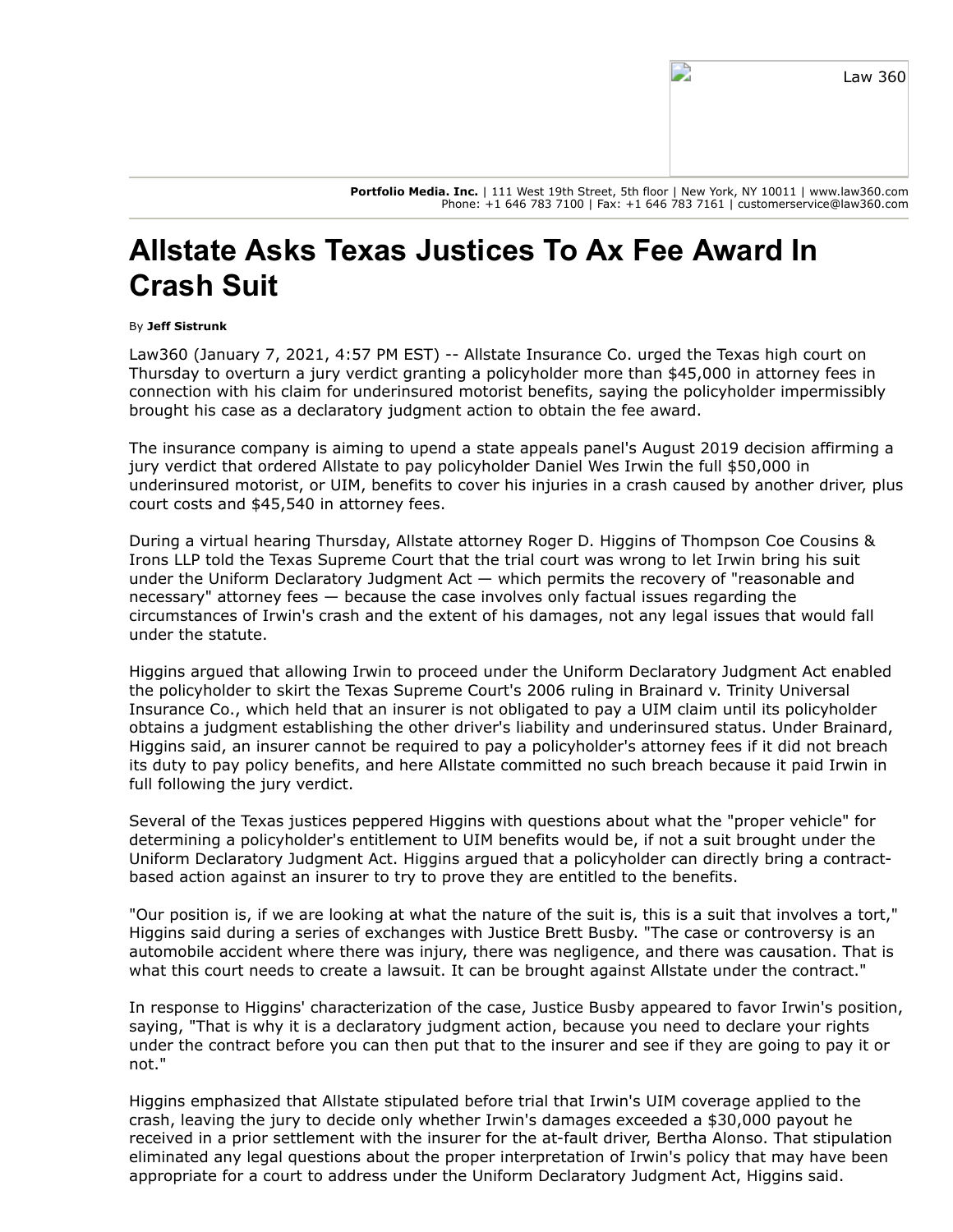Portfolio Media. Inc. | 111 West 19th Street, 5th floor | New York, NY 10011 | www.law360.com
Phone: +1 646 783 7100 | Fax: +1 646 783 7161 | customerservice@law360.com

# Allstate Asks Texas Justices To Ax Fee Award In Crash Suit

By **Jeff Sistrunk**

Law360 (January 7, 2021, 4:57 PM EST) -- Allstate Insurance Co. urged the Texas high court on Thursday to overturn a jury verdict granting a policyholder more than $45,000 in attorney fees in connection with his claim for underinsured motorist benefits, saying the policyholder impermissibly brought his case as a declaratory judgment action to obtain the fee award.

The insurance company is aiming to upend a state appeals panel's August 2019 decision affirming a jury verdict that ordered Allstate to pay policyholder Daniel Wes Irwin the full $50,000 in underinsured motorist, or UIM, benefits to cover his injuries in a crash caused by another driver, plus court costs and $45,540 in attorney fees.

During a virtual hearing Thursday, Allstate attorney Roger D. Higgins of Thompson Coe Cousins & Irons LLP told the Texas Supreme Court that the trial court was wrong to let Irwin bring his suit under the Uniform Declaratory Judgment Act — which permits the recovery of "reasonable and necessary" attorney fees — because the case involves only factual issues regarding the circumstances of Irwin's crash and the extent of his damages, not any legal issues that would fall under the statute.

Higgins argued that allowing Irwin to proceed under the Uniform Declaratory Judgment Act enabled the policyholder to skirt the Texas Supreme Court's 2006 ruling in Brainard v. Trinity Universal Insurance Co., which held that an insurer is not obligated to pay a UIM claim until its policyholder obtains a judgment establishing the other driver's liability and underinsured status. Under Brainard, Higgins said, an insurer cannot be required to pay a policyholder's attorney fees if it did not breach its duty to pay policy benefits, and here Allstate committed no such breach because it paid Irwin in full following the jury verdict.

Several of the Texas justices peppered Higgins with questions about what the "proper vehicle" for determining a policyholder's entitlement to UIM benefits would be, if not a suit brought under the Uniform Declaratory Judgment Act. Higgins argued that a policyholder can directly bring a contract-based action against an insurer to try to prove they are entitled to the benefits.

"Our position is, if we are looking at what the nature of the suit is, this is a suit that involves a tort," Higgins said during a series of exchanges with Justice Brett Busby. "The case or controversy is an automobile accident where there was injury, there was negligence, and there was causation. That is what this court needs to create a lawsuit. It can be brought against Allstate under the contract."

In response to Higgins' characterization of the case, Justice Busby appeared to favor Irwin's position, saying, "That is why it is a declaratory judgment action, because you need to declare your rights under the contract before you can then put that to the insurer and see if they are going to pay it or not."

Higgins emphasized that Allstate stipulated before trial that Irwin's UIM coverage applied to the crash, leaving the jury to decide only whether Irwin's damages exceeded a $30,000 payout he received in a prior settlement with the insurer for the at-fault driver, Bertha Alonso. That stipulation eliminated any legal questions about the proper interpretation of Irwin's policy that may have been appropriate for a court to address under the Uniform Declaratory Judgment Act, Higgins said.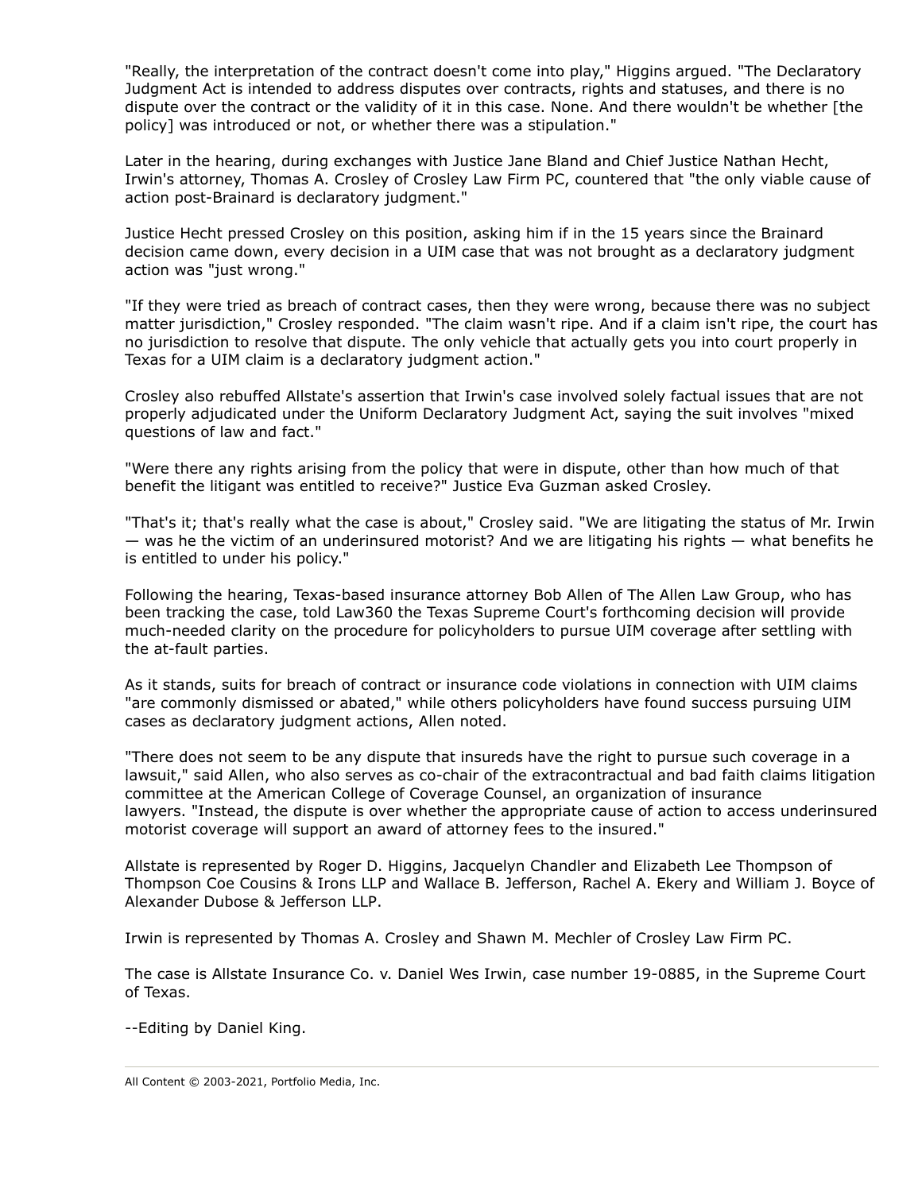"Really, the interpretation of the contract doesn't come into play," Higgins argued. "The Declaratory Judgment Act is intended to address disputes over contracts, rights and statuses, and there is no dispute over the contract or the validity of it in this case. None. And there wouldn't be whether [the policy] was introduced or not, or whether there was a stipulation."

Later in the hearing, during exchanges with Justice Jane Bland and Chief Justice Nathan Hecht, Irwin's attorney, Thomas A. Crosley of Crosley Law Firm PC, countered that "the only viable cause of action post-Brainard is declaratory judgment."

Justice Hecht pressed Crosley on this position, asking him if in the 15 years since the Brainard decision came down, every decision in a UIM case that was not brought as a declaratory judgment action was "just wrong."

"If they were tried as breach of contract cases, then they were wrong, because there was no subject matter jurisdiction," Crosley responded. "The claim wasn't ripe. And if a claim isn't ripe, the court has no jurisdiction to resolve that dispute. The only vehicle that actually gets you into court properly in Texas for a UIM claim is a declaratory judgment action."

Crosley also rebuffed Allstate's assertion that Irwin's case involved solely factual issues that are not properly adjudicated under the Uniform Declaratory Judgment Act, saying the suit involves "mixed questions of law and fact."

"Were there any rights arising from the policy that were in dispute, other than how much of that benefit the litigant was entitled to receive?" Justice Eva Guzman asked Crosley.

"That's it; that's really what the case is about," Crosley said. "We are litigating the status of Mr. Irwin — was he the victim of an underinsured motorist? And we are litigating his rights — what benefits he is entitled to under his policy."

Following the hearing, Texas-based insurance attorney Bob Allen of The Allen Law Group, who has been tracking the case, told Law360 the Texas Supreme Court's forthcoming decision will provide much-needed clarity on the procedure for policyholders to pursue UIM coverage after settling with the at-fault parties.

As it stands, suits for breach of contract or insurance code violations in connection with UIM claims "are commonly dismissed or abated," while others policyholders have found success pursuing UIM cases as declaratory judgment actions, Allen noted.

"There does not seem to be any dispute that insureds have the right to pursue such coverage in a lawsuit," said Allen, who also serves as co-chair of the extracontractual and bad faith claims litigation committee at the American College of Coverage Counsel, an organization of insurance lawyers. "Instead, the dispute is over whether the appropriate cause of action to access underinsured motorist coverage will support an award of attorney fees to the insured."

Allstate is represented by Roger D. Higgins, Jacquelyn Chandler and Elizabeth Lee Thompson of Thompson Coe Cousins & Irons LLP and Wallace B. Jefferson, Rachel A. Ekery and William J. Boyce of Alexander Dubose & Jefferson LLP.

Irwin is represented by Thomas A. Crosley and Shawn M. Mechler of Crosley Law Firm PC.

The case is Allstate Insurance Co. v. Daniel Wes Irwin, case number 19-0885, in the Supreme Court of Texas.

--Editing by Daniel King.

All Content © 2003-2021, Portfolio Media, Inc.